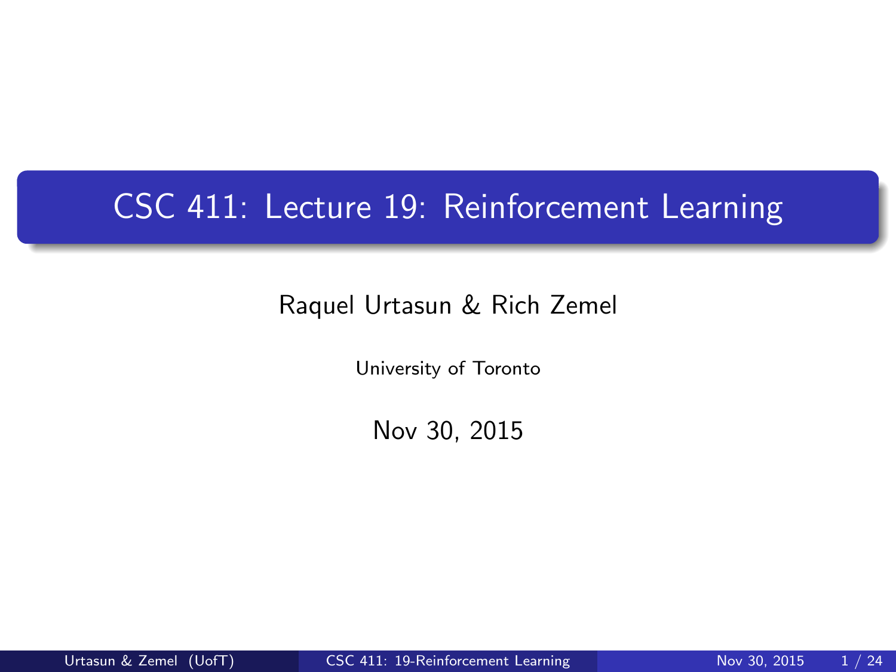# CSC 411: Lecture 19: Reinforcement Learning

Raquel Urtasun & Rich Zemel

University of Toronto

Nov 30, 2015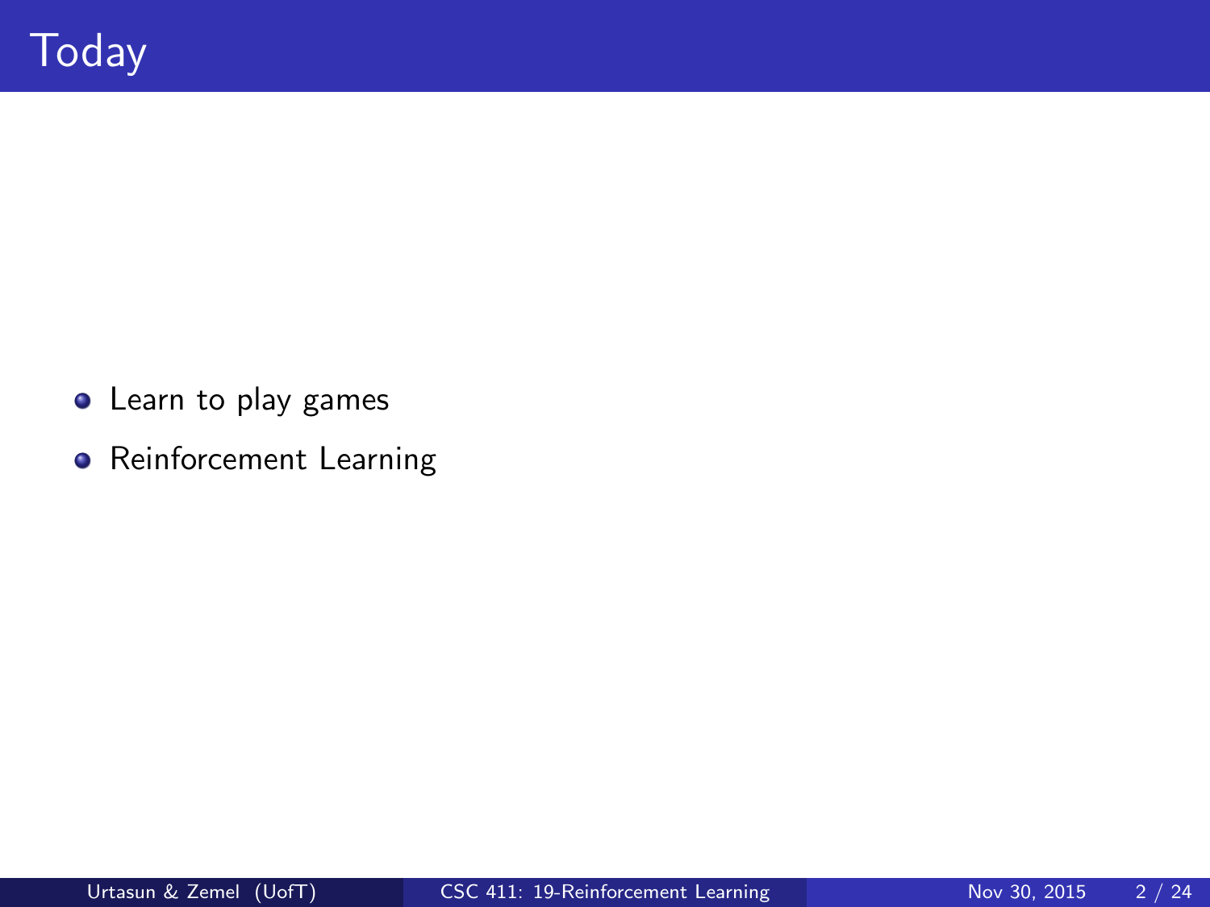# Today

- Learn to play games
- Reinforcement Learning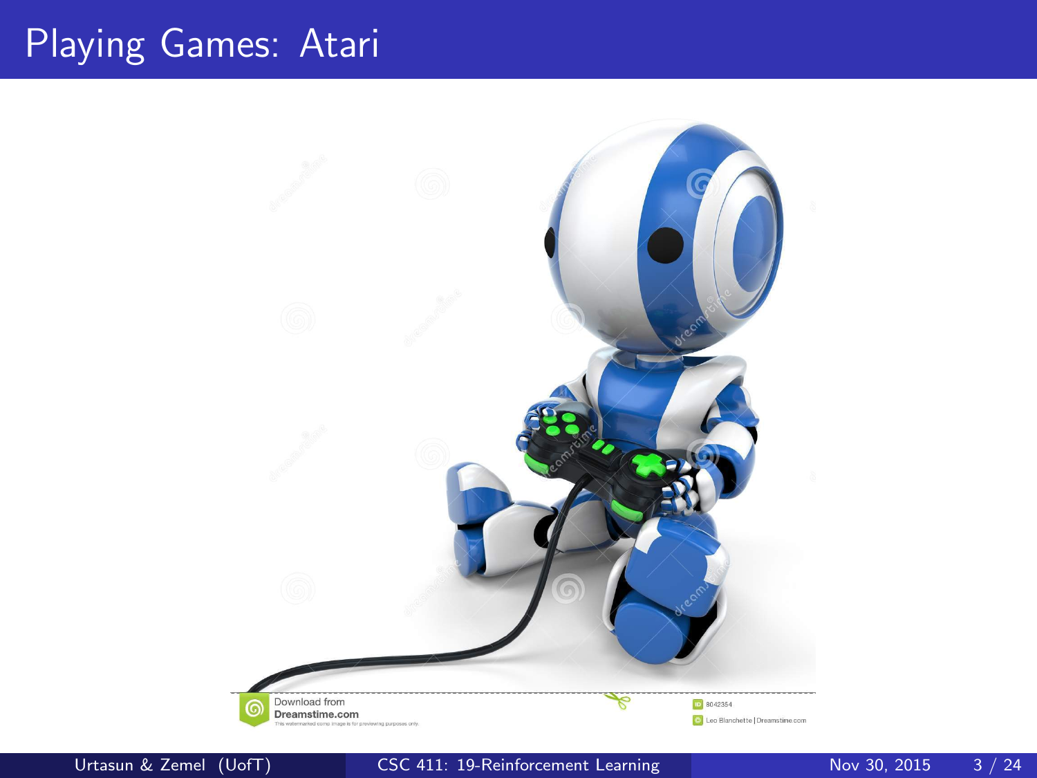# Playing Games: Atari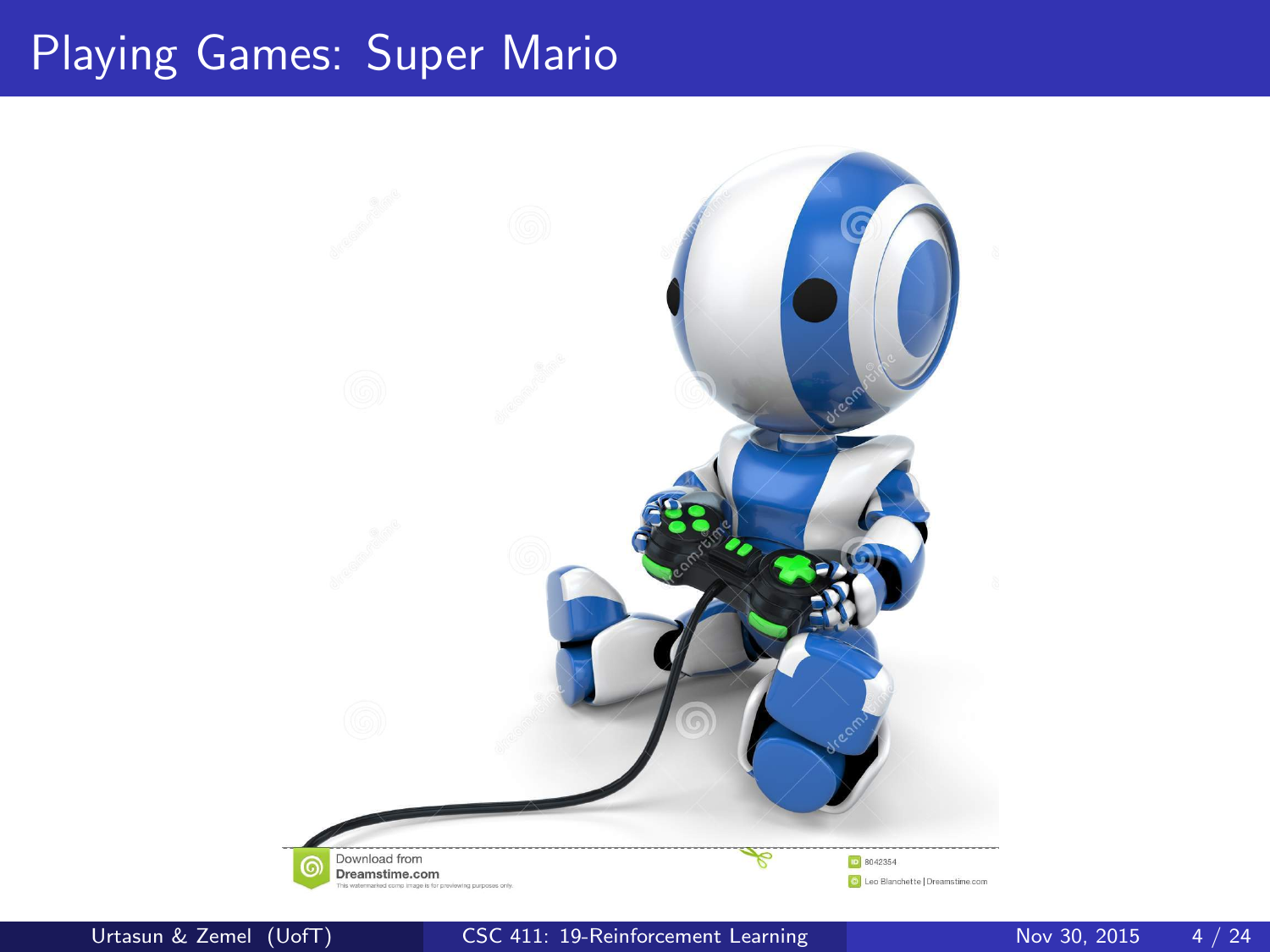# Playing Games: Super Mario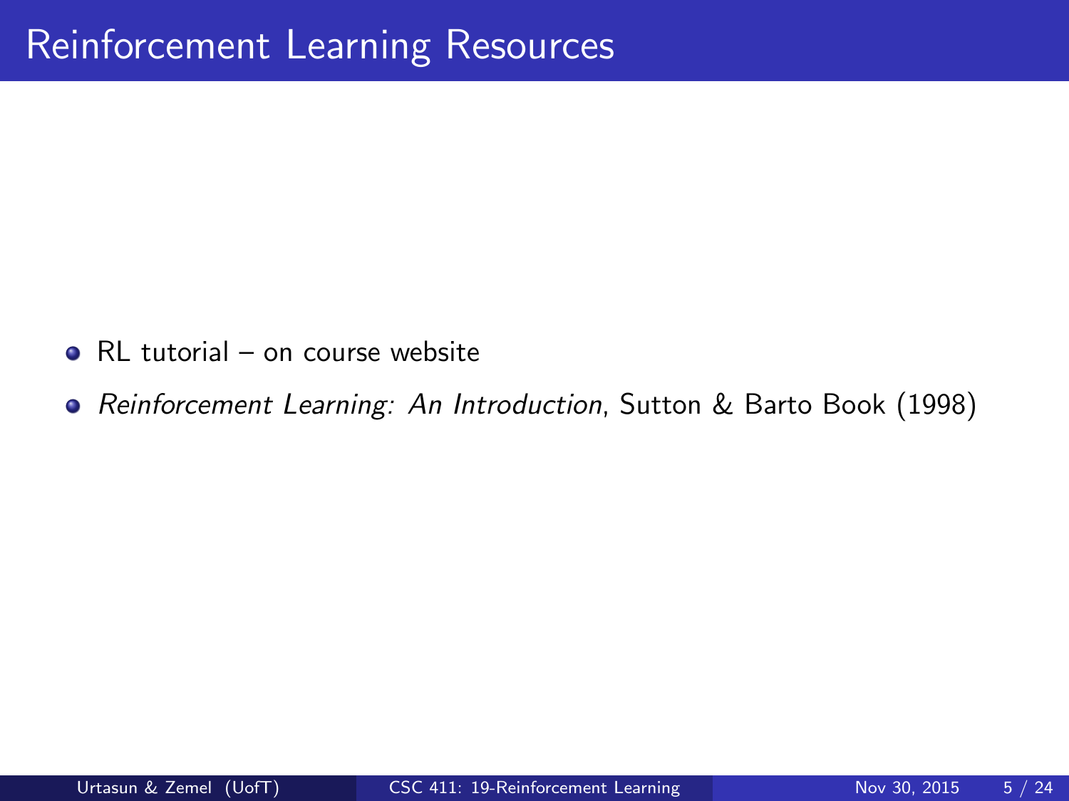# Reinforcement Learning Resources

- RL tutorial – on course website
- *Reinforcement Learning: An Introduction*, Sutton & Barto Book (1998)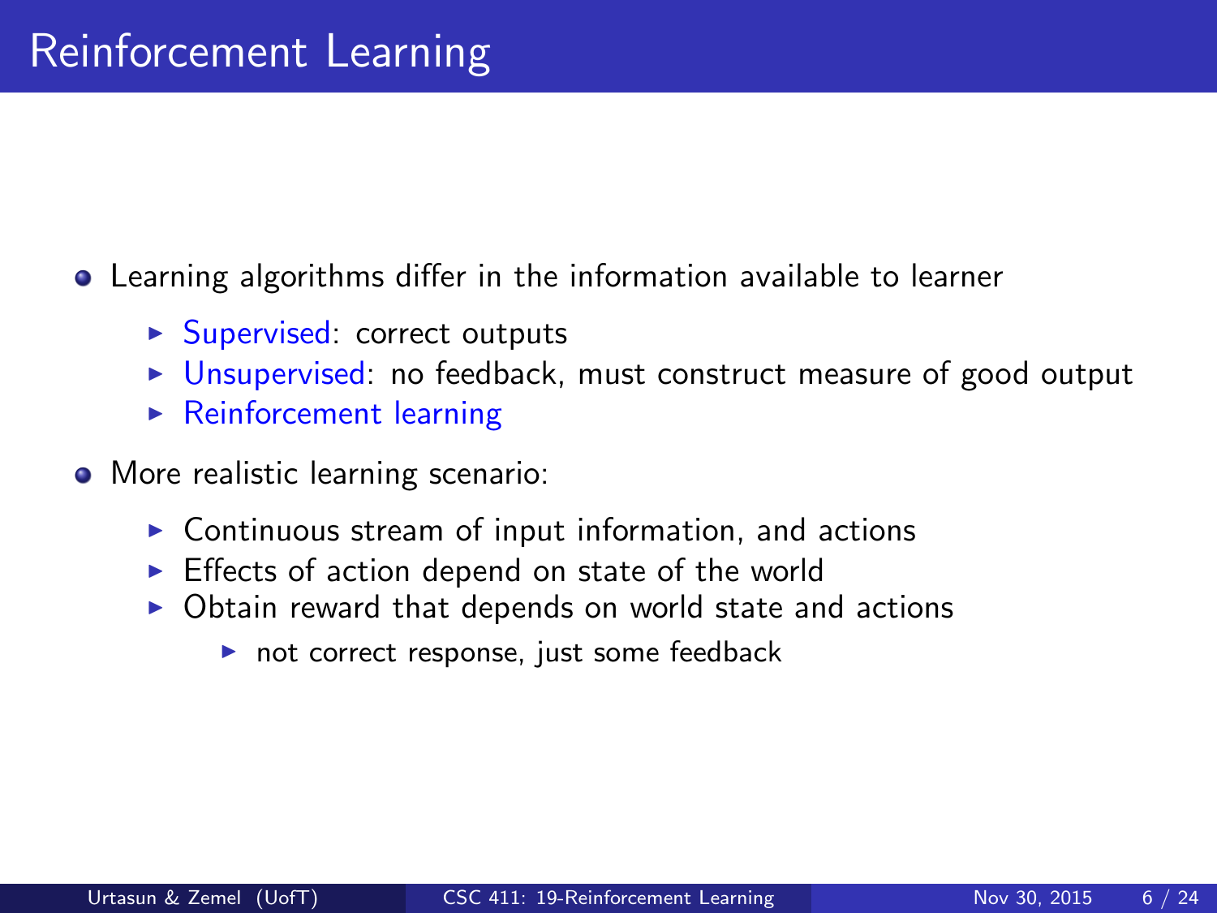# Reinforcement Learning

- Learning algorithms differ in the information available to learner
  - Supervised: correct outputs
  - Unsupervised: no feedback, must construct measure of good output
  - Reinforcement learning
- More realistic learning scenario:
  - Continuous stream of input information, and actions
  - Effects of action depend on state of the world
  - Obtain reward that depends on world state and actions
    - not correct response, just some feedback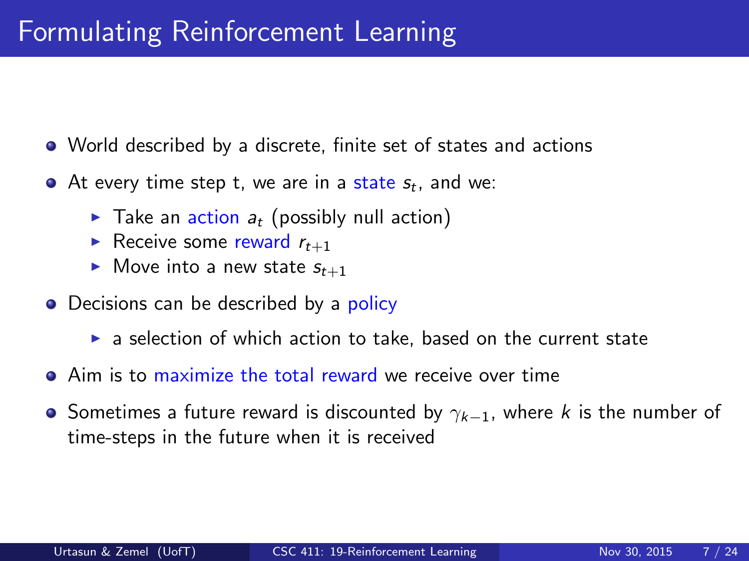# Formulating Reinforcement Learning

- World described by a discrete, finite set of states and actions
- At every time step t, we are in a state $s_t$, and we:
  - Take an action $a_t$ (possibly null action)
  - Receive some reward $r_{t+1}$
  - Move into a new state $s_{t+1}$
- Decisions can be described by a policy
  - a selection of which action to take, based on the current state
- Aim is to maximize the total reward we receive over time
- Sometimes a future reward is discounted by $\gamma_{k-1}$, where $k$ is the number of time-steps in the future when it is received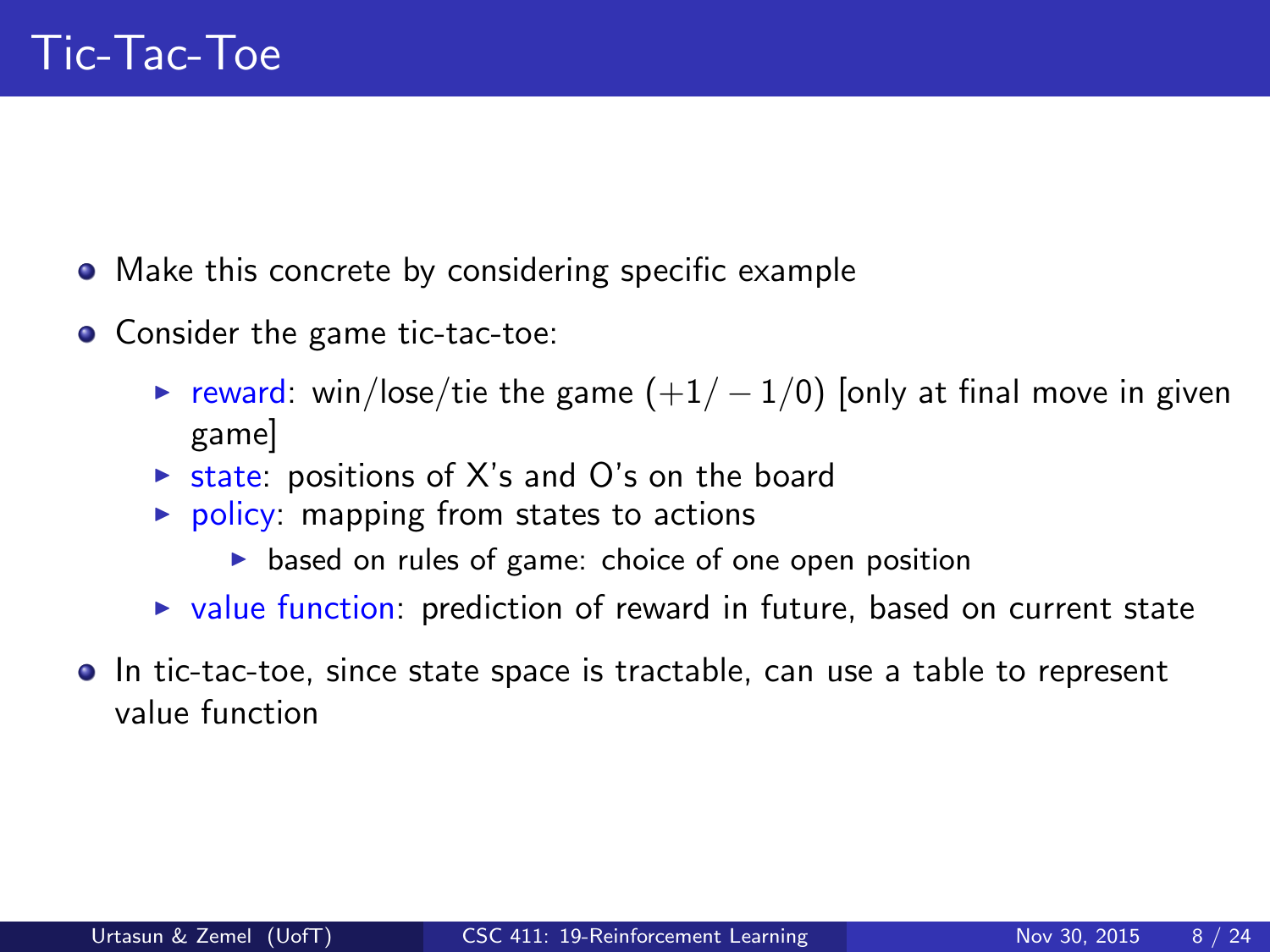# Tic-Tac-Toe

- Make this concrete by considering specific example
- Consider the game tic-tac-toe:
  - reward: win/lose/tie the game $(+1/-1/0)$ [only at final move in given game]
  - state: positions of X's and O's on the board
  - policy: mapping from states to actions
    - based on rules of game: choice of one open position
  - value function: prediction of reward in future, based on current state
- In tic-tac-toe, since state space is tractable, can use a table to represent value function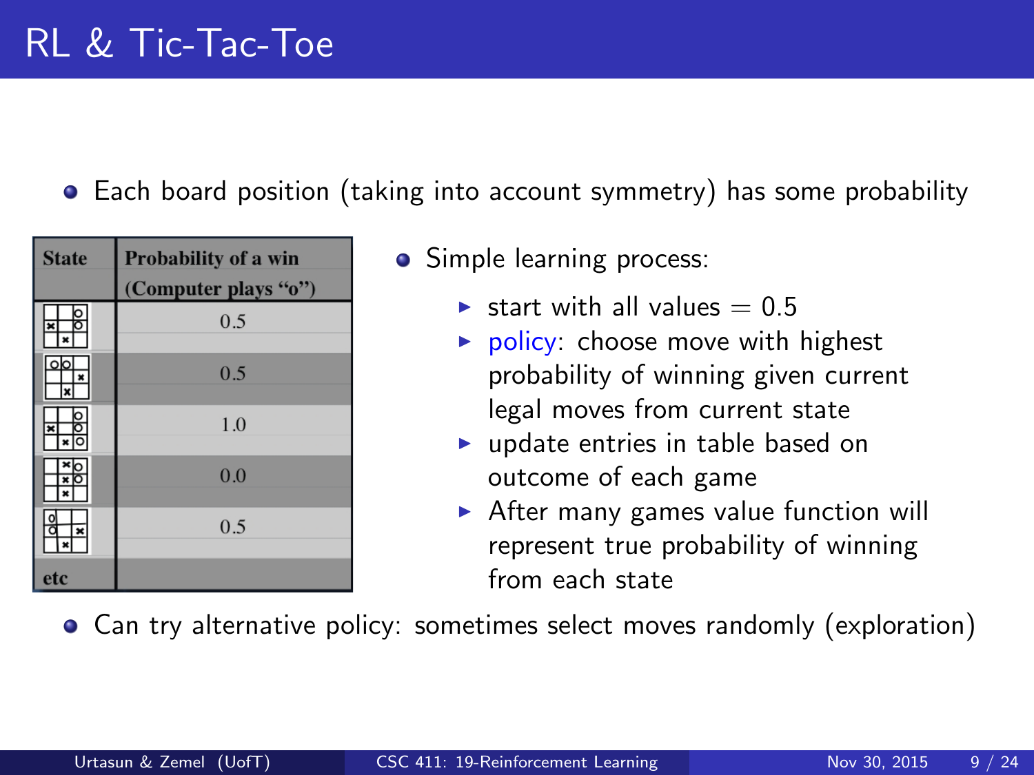# RL & Tic-Tac-Toe

- Each board position (taking into account symmetry) has some probability

| State | Probability of a win (Computer plays "o") |
|---|---|
| | 0.5 |
| | 0.5 |
| | 1.0 |
| | 0.0 |
| | 0.5 |
| etc | |

- Simple learning process:
  - start with all values = 0.5
  - policy: choose move with highest probability of winning given current legal moves from current state
  - update entries in table based on outcome of each game
  - After many games value function will represent true probability of winning from each state

- Can try alternative policy: sometimes select moves randomly (exploration)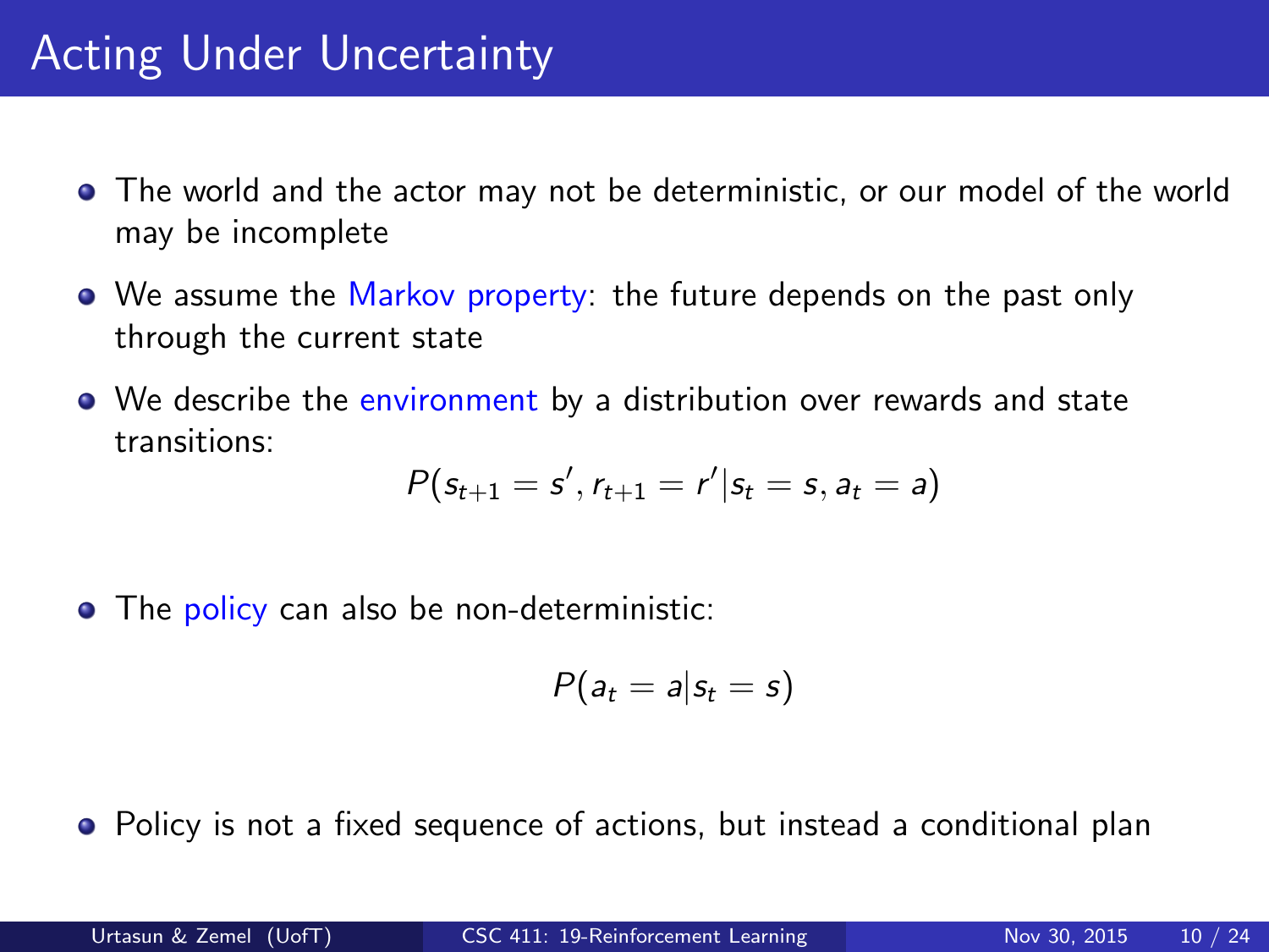# Acting Under Uncertainty

- The world and the actor may not be deterministic, or our model of the world may be incomplete
- We assume the Markov property: the future depends on the past only through the current state
- We describe the environment by a distribution over rewards and state transitions:

$$P(s_{t+1} = s', r_{t+1} = r' | s_t = s, a_t = a)$$

- The policy can also be non-deterministic:

$$P(a_t = a | s_t = s)$$

- Policy is not a fixed sequence of actions, but instead a conditional plan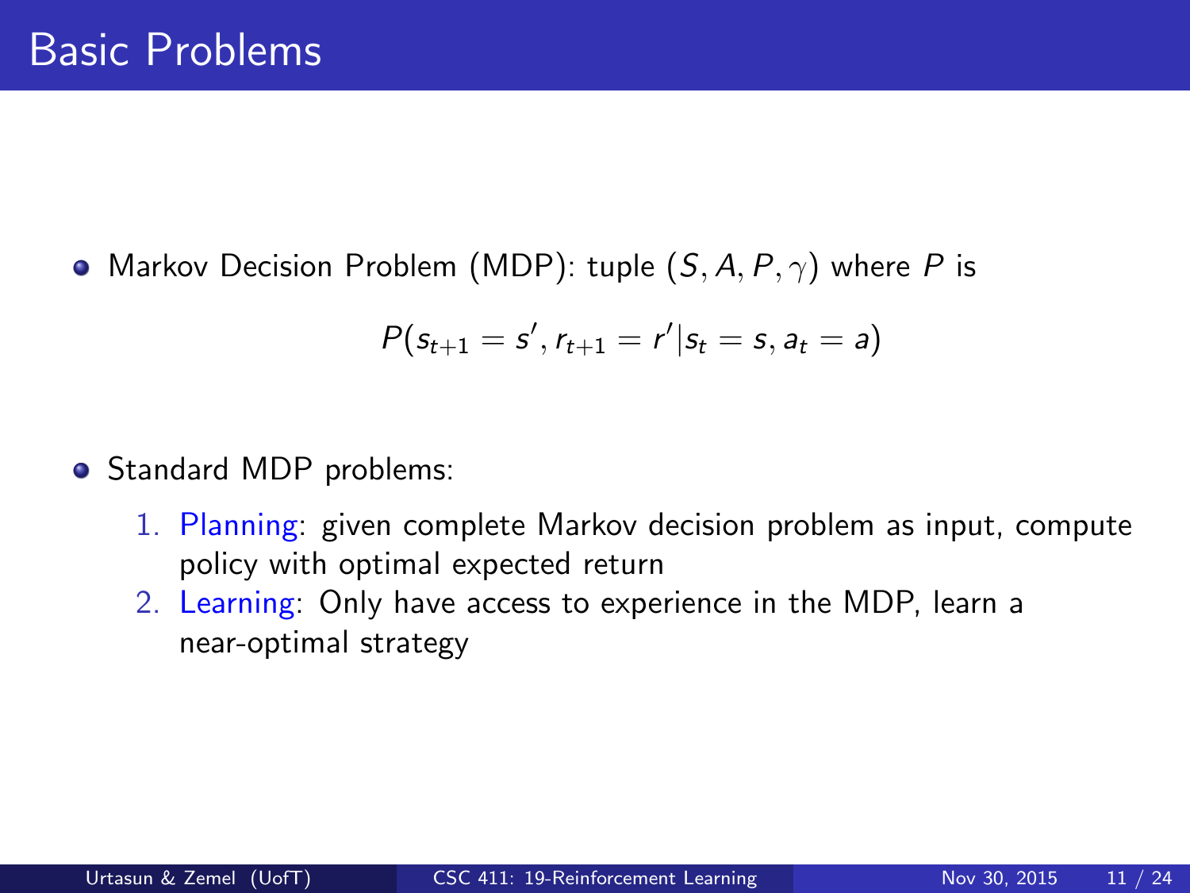# Basic Problems

- Markov Decision Problem (MDP): tuple $(S, A, P, \gamma)$ where $P$ is

$$P(s_{t+1} = s', r_{t+1} = r' | s_t = s, a_t = a)$$

- Standard MDP problems:
  1. Planning: given complete Markov decision problem as input, compute policy with optimal expected return
  2. Learning: Only have access to experience in the MDP, learn a near-optimal strategy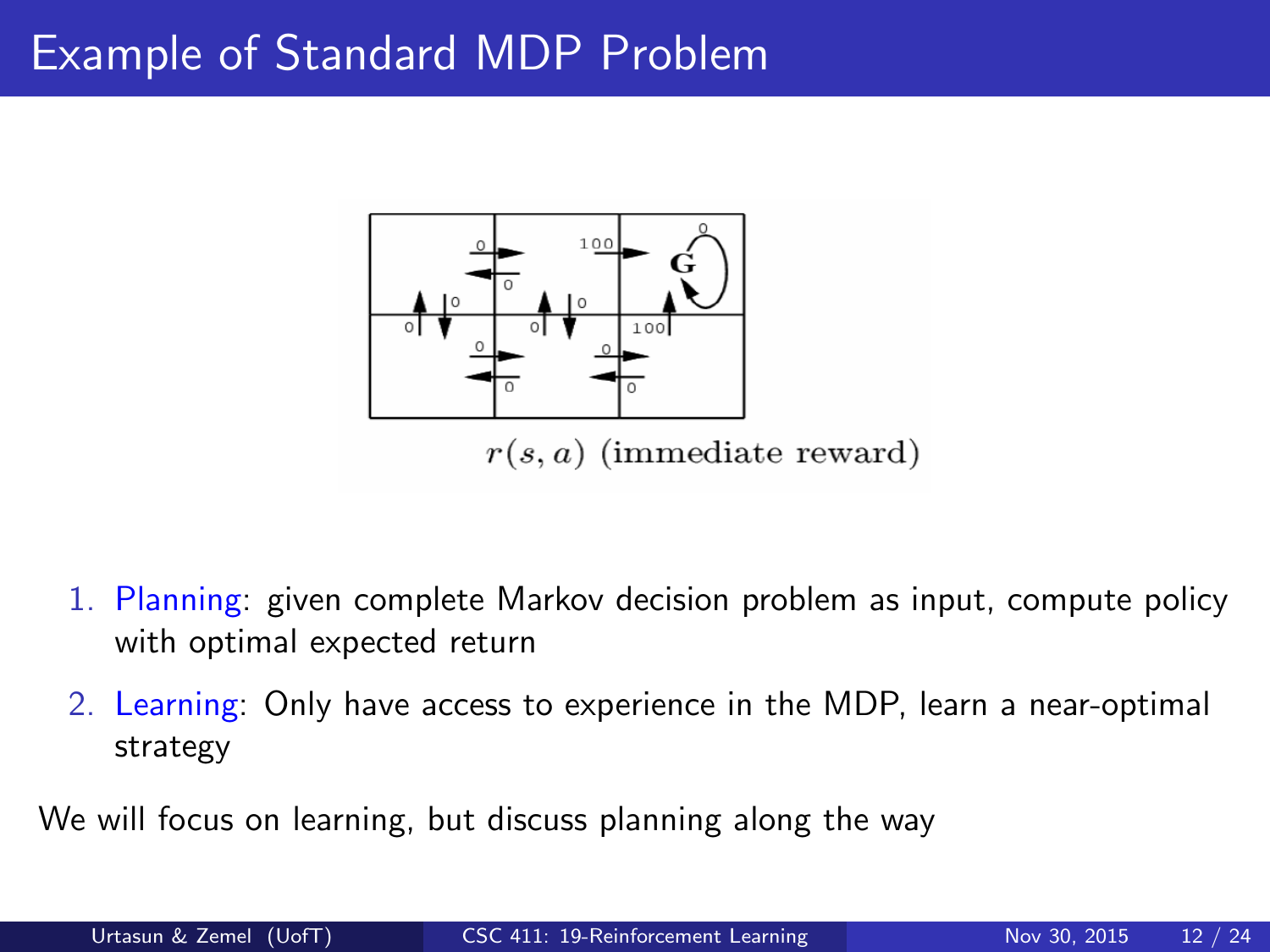# Example of Standard MDP Problem

$r(s, a)$ (immediate reward)

1. Planning: given complete Markov decision problem as input, compute policy with optimal expected return
2. Learning: Only have access to experience in the MDP, learn a near-optimal strategy

We will focus on learning, but discuss planning along the way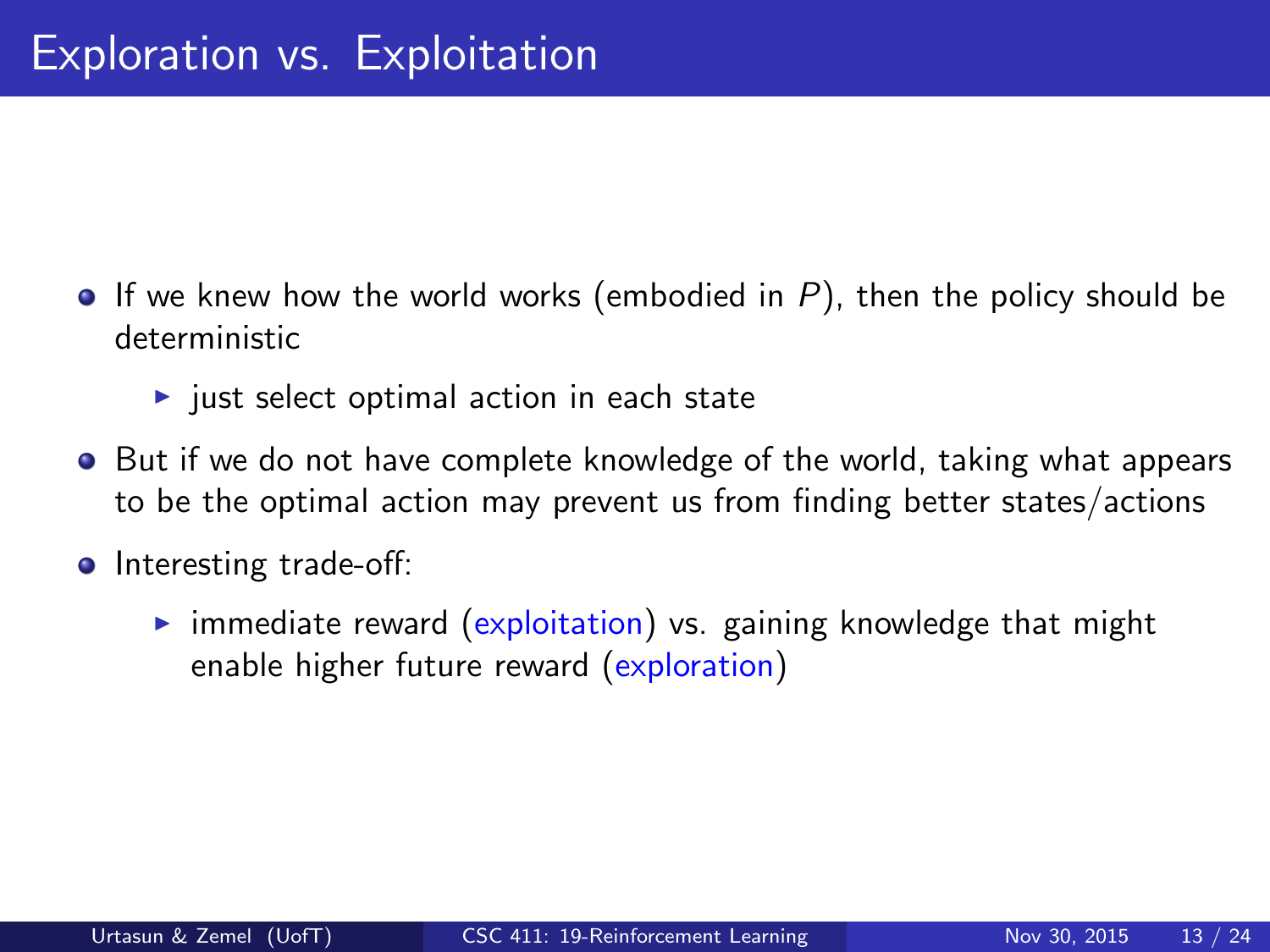# Exploration vs. Exploitation

- If we knew how the world works (embodied in $P$), then the policy should be deterministic
  - just select optimal action in each state
- But if we do not have complete knowledge of the world, taking what appears to be the optimal action may prevent us from finding better states/actions
- Interesting trade-off:
  - immediate reward (exploitation) vs. gaining knowledge that might enable higher future reward (exploration)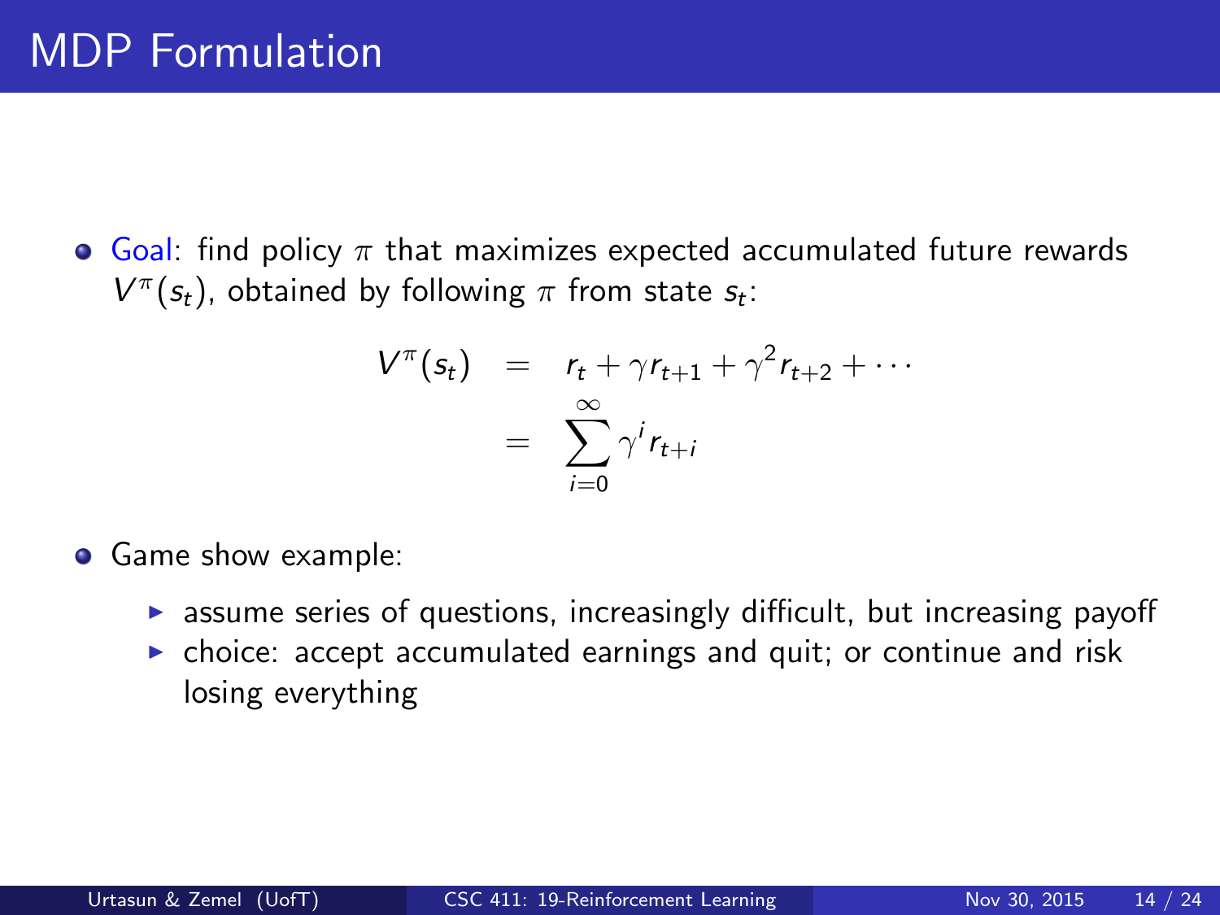# MDP Formulation

- Goal: find policy $\pi$ that maximizes expected accumulated future rewards $V^\pi(s_t)$, obtained by following $\pi$ from state $s_t$:

$$
\begin{aligned}
V^\pi(s_t) &= r_t + \gamma r_{t+1} + \gamma^2 r_{t+2} + \cdots \\
&= \sum_{i=0}^{\infty} \gamma^i r_{t+i}
\end{aligned}
$$

- Game show example:
  - assume series of questions, increasingly difficult, but increasing payoff
  - choice: accept accumulated earnings and quit; or continue and risk losing everything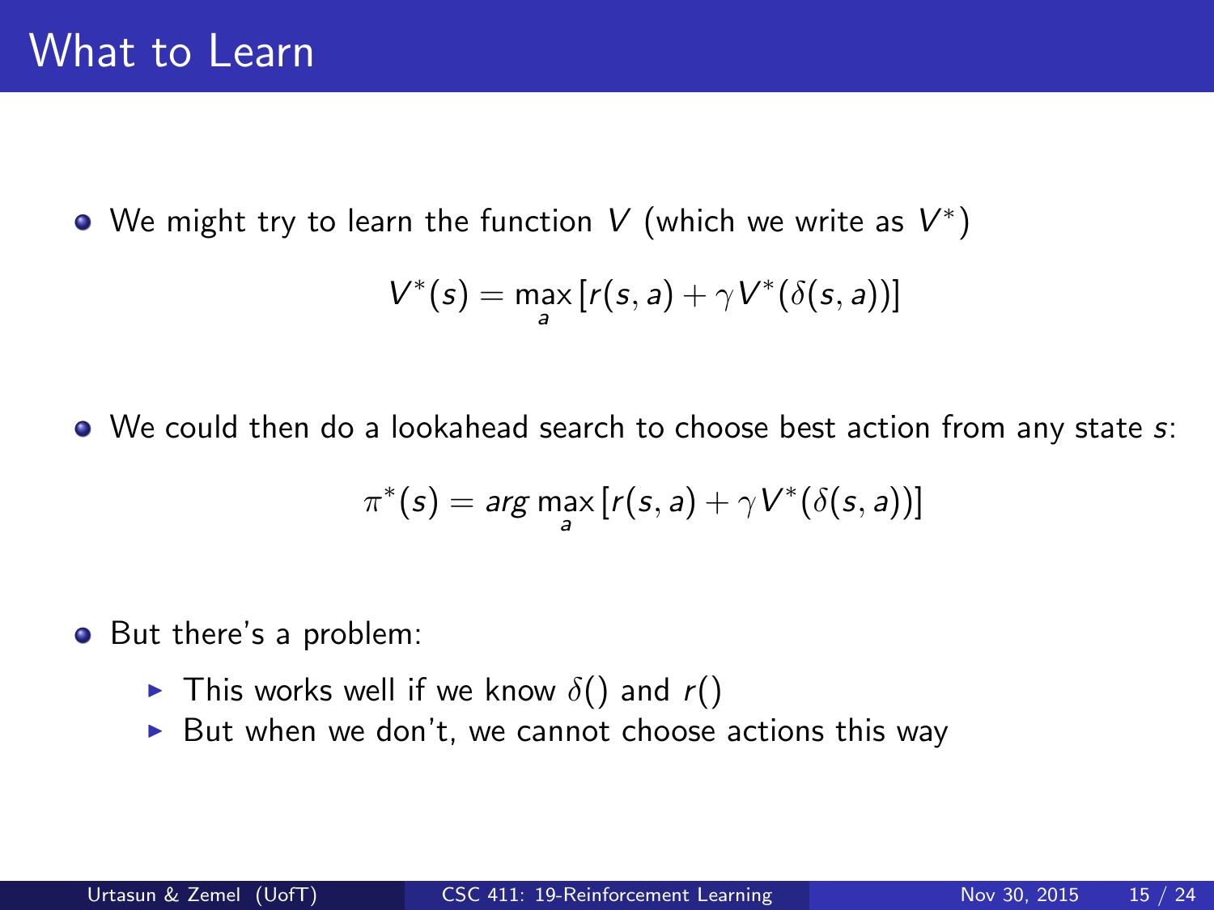# What to Learn

- We might try to learn the function $V$ (which we write as $V^*$)

$$V^*(s) = \max_a [r(s,a) + \gamma V^*(\delta(s,a))]$$

- We could then do a lookahead search to choose best action from any state $s$:

$$\pi^*(s) = arg \max_a [r(s,a) + \gamma V^*(\delta(s,a))]$$

- But there's a problem:
  - This works well if we know $\delta()$ and $r()$
  - But when we don't, we cannot choose actions this way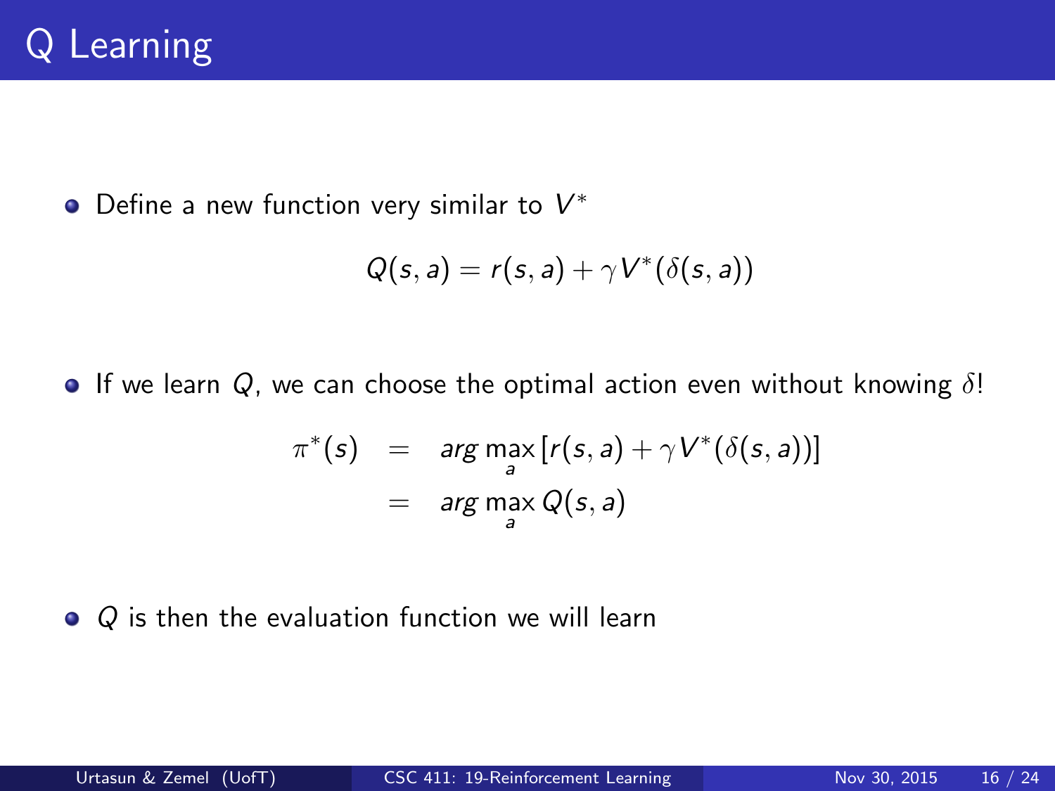# Q Learning

- Define a new function very similar to $V^*$

$$Q(s, a) = r(s, a) + \gamma V^*(\delta(s, a))$$

- If we learn $Q$, we can choose the optimal action even without knowing $\delta$!

$$\begin{aligned}
\pi^*(s) &= \arg\max_a \left[ r(s, a) + \gamma V^*(\delta(s, a)) \right] \\
&= \arg\max_a Q(s, a)
\end{aligned}$$

- $Q$ is then the evaluation function we will learn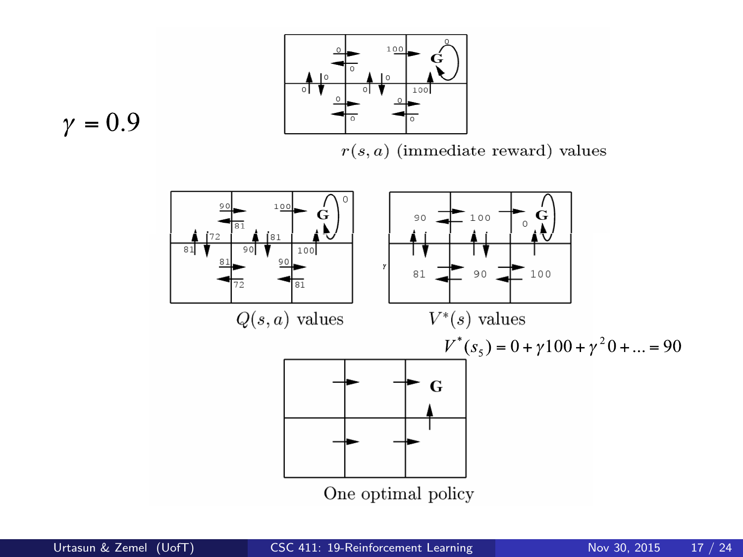$\gamma = 0.9$

$r(s, a)$ (immediate reward) values

$Q(s, a)$ values

$V^*(s)$ values

$$V^*(s_5) = 0 + \gamma 100 + \gamma^2 0 + \ldots = 90$$

One optimal policy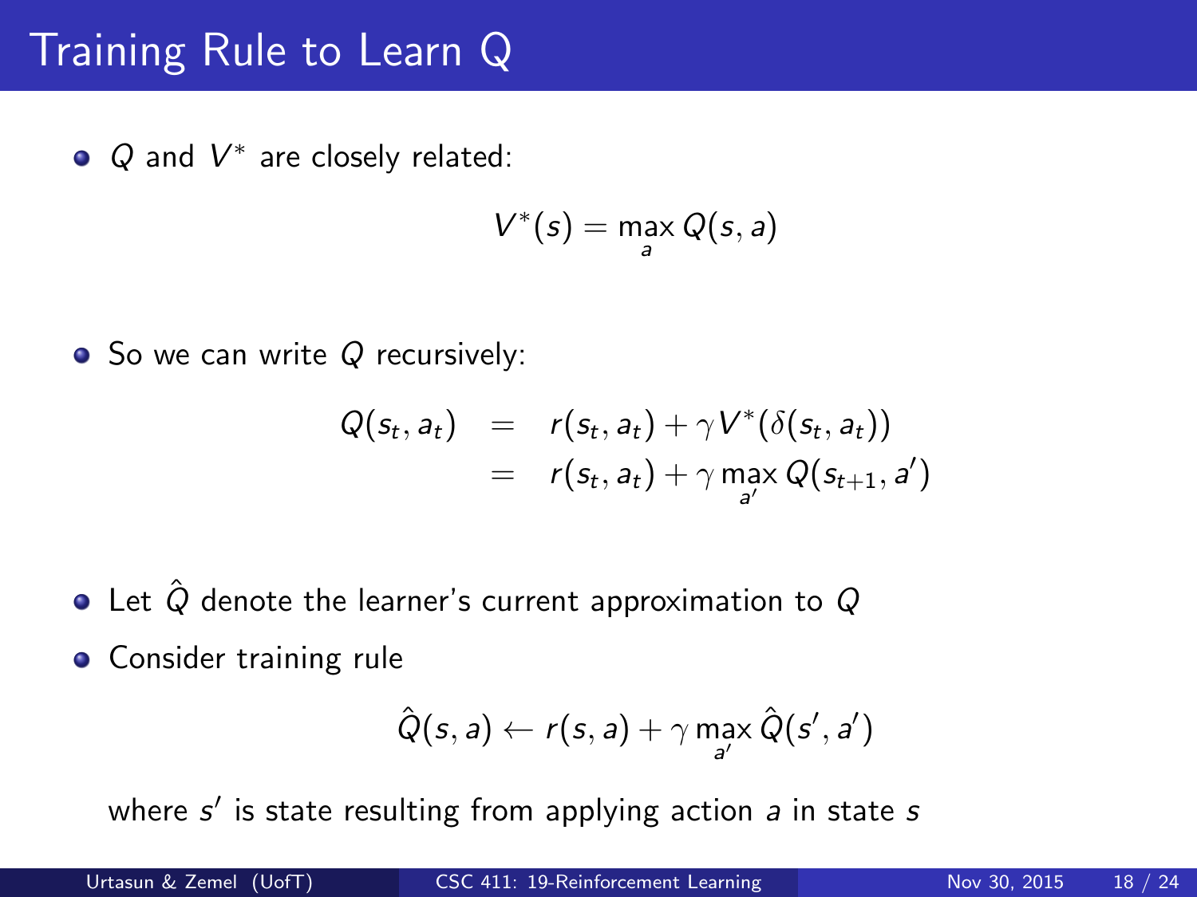# Training Rule to Learn Q

- $Q$ and $V^*$ are closely related:

$$V^*(s) = \max_a Q(s, a)$$

- So we can write $Q$ recursively:

$$\begin{aligned} Q(s_t, a_t) &= r(s_t, a_t) + \gamma V^*(\delta(s_t, a_t)) \\ &= r(s_t, a_t) + \gamma \max_{a'} Q(s_{t+1}, a') \end{aligned}$$

- Let $\hat{Q}$ denote the learner's current approximation to $Q$
- Consider training rule

$$\hat{Q}(s, a) \leftarrow r(s, a) + \gamma \max_{a'} \hat{Q}(s', a')$$

where $s'$ is state resulting from applying action $a$ in state $s$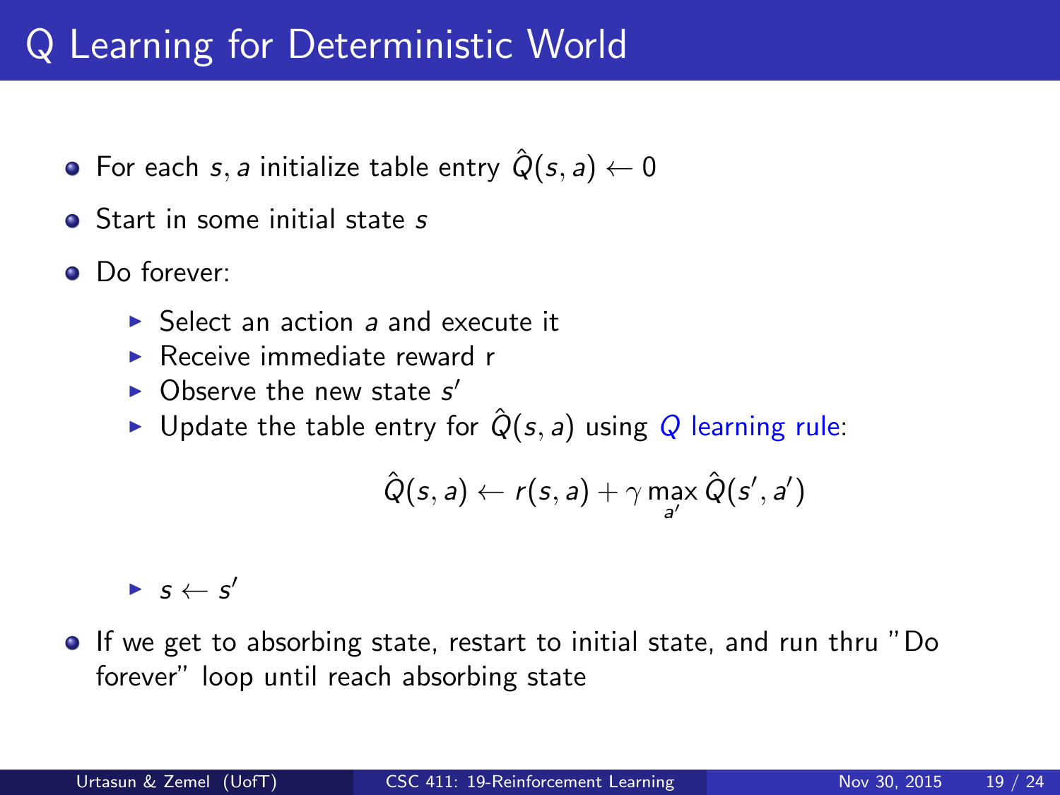# Q Learning for Deterministic World

- For each $s, a$ initialize table entry $\hat{Q}(s, a) \leftarrow 0$
- Start in some initial state $s$
- Do forever:
  - Select an action $a$ and execute it
  - Receive immediate reward r
  - Observe the new state $s'$
  - Update the table entry for $\hat{Q}(s, a)$ using Q learning rule:

$$\hat{Q}(s, a) \leftarrow r(s, a) + \gamma \max_{a'} \hat{Q}(s', a')$$

  - $s \leftarrow s'$
- If we get to absorbing state, restart to initial state, and run thru "Do forever" loop until reach absorbing state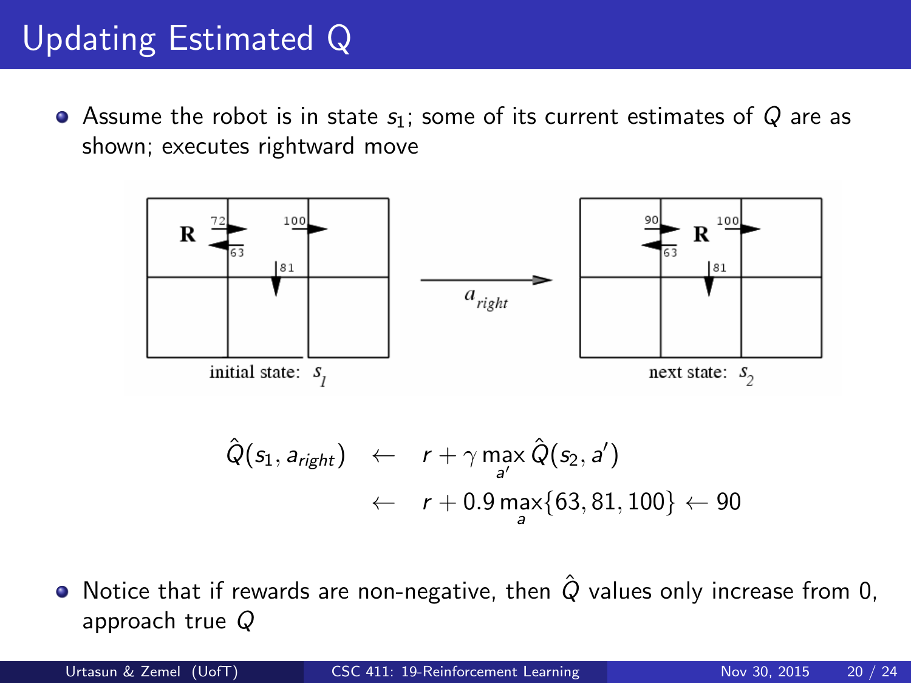# Updating Estimated Q

- Assume the robot is in state $s_1$; some of its current estimates of $Q$ are as shown; executes rightward move

initial state: $s_1$ $\xrightarrow{a_{right}}$ next state: $s_2$

$$
\begin{aligned}
\hat{Q}(s_1, a_{right}) &\leftarrow r + \gamma \max_{a'} \hat{Q}(s_2, a') \\
&\leftarrow r + 0.9 \max_{a}\{63, 81, 100\} \leftarrow 90
\end{aligned}
$$

- Notice that if rewards are non-negative, then $\hat{Q}$ values only increase from 0, approach true $Q$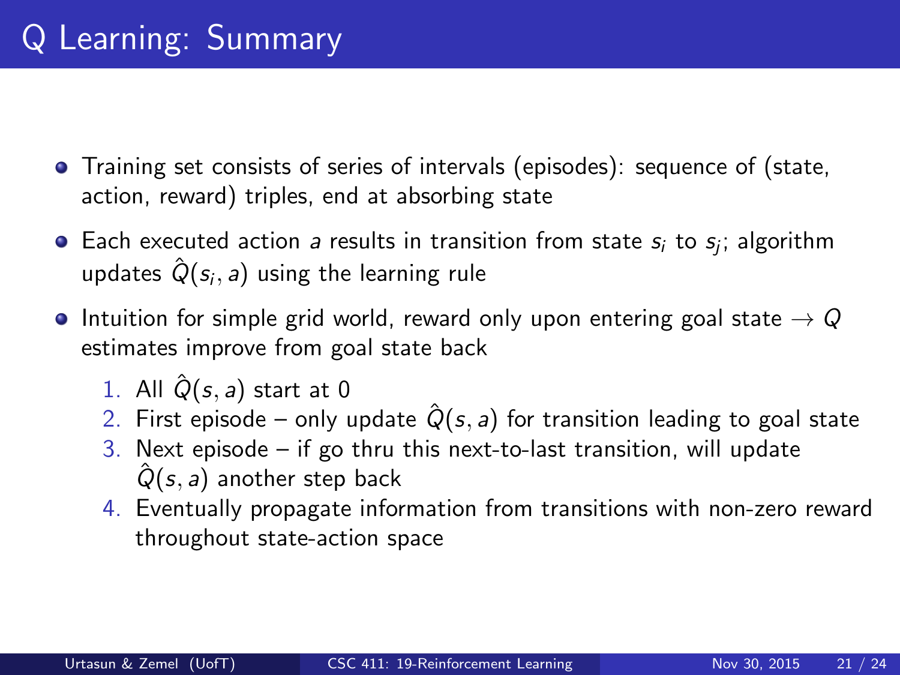# Q Learning: Summary

- Training set consists of series of intervals (episodes): sequence of (state, action, reward) triples, end at absorbing state
- Each executed action $a$ results in transition from state $s_i$ to $s_j$; algorithm updates $\hat{Q}(s_i, a)$ using the learning rule
- Intuition for simple grid world, reward only upon entering goal state $\rightarrow Q$ estimates improve from goal state back
  1. All $\hat{Q}(s, a)$ start at 0
  2. First episode – only update $\hat{Q}(s, a)$ for transition leading to goal state
  3. Next episode – if go thru this next-to-last transition, will update $\hat{Q}(s, a)$ another step back
  4. Eventually propagate information from transitions with non-zero reward throughout state-action space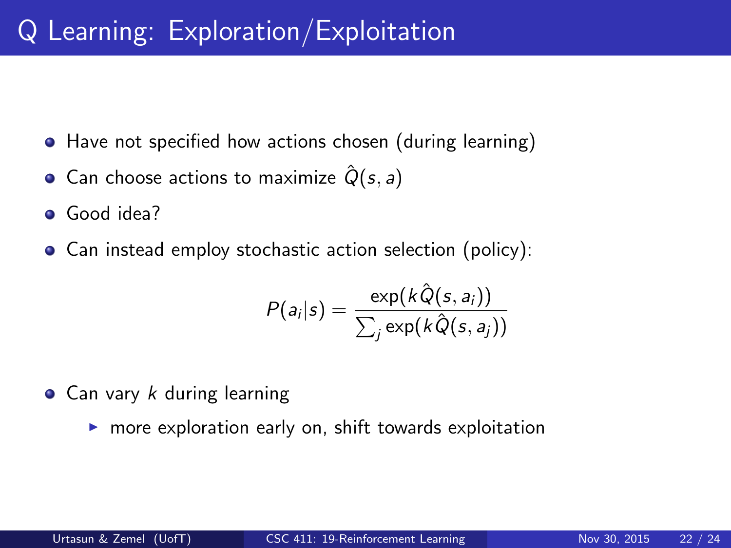# Q Learning: Exploration/Exploitation

- Have not specified how actions chosen (during learning)
- Can choose actions to maximize $\hat{Q}(s, a)$
- Good idea?
- Can instead employ stochastic action selection (policy):

$$P(a_i|s) = \frac{\exp(k\hat{Q}(s, a_i))}{\sum_j \exp(k\hat{Q}(s, a_j))}$$

- Can vary $k$ during learning
  - more exploration early on, shift towards exploitation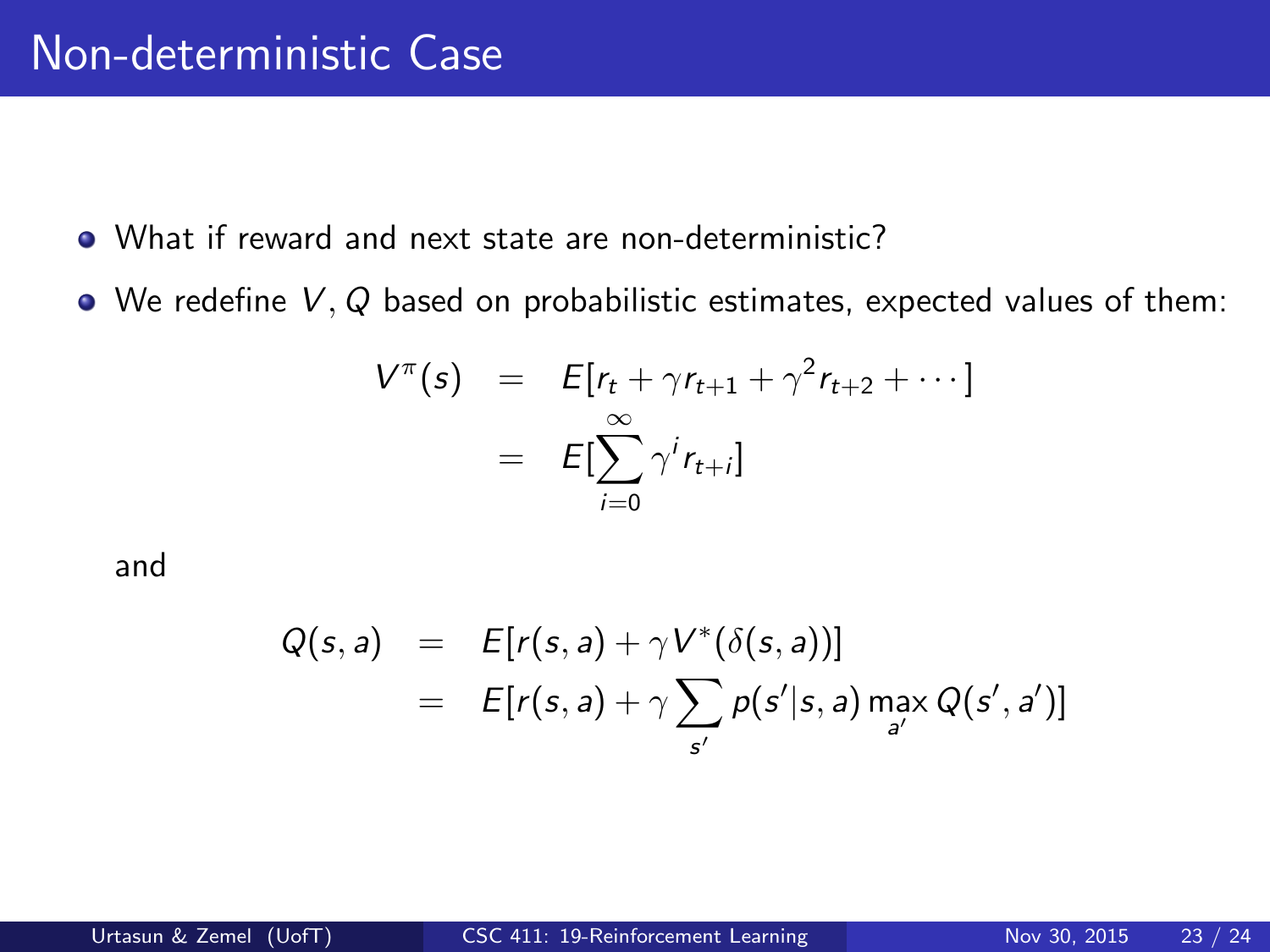# Non-deterministic Case

- What if reward and next state are non-deterministic?
- We redefine $V, Q$ based on probabilistic estimates, expected values of them:

$$
\begin{aligned}
V^{\pi}(s) &= E[r_t + \gamma r_{t+1} + \gamma^2 r_{t+2} + \cdots] \\
&= E[\sum_{i=0}^{\infty} \gamma^i r_{t+i}]
\end{aligned}
$$

and

$$
\begin{aligned}
Q(s,a) &= E[r(s,a) + \gamma V^*(\delta(s,a))] \\
&= E[r(s,a) + \gamma \sum_{s'} p(s'|s,a) \max_{a'} Q(s',a')]
\end{aligned}
$$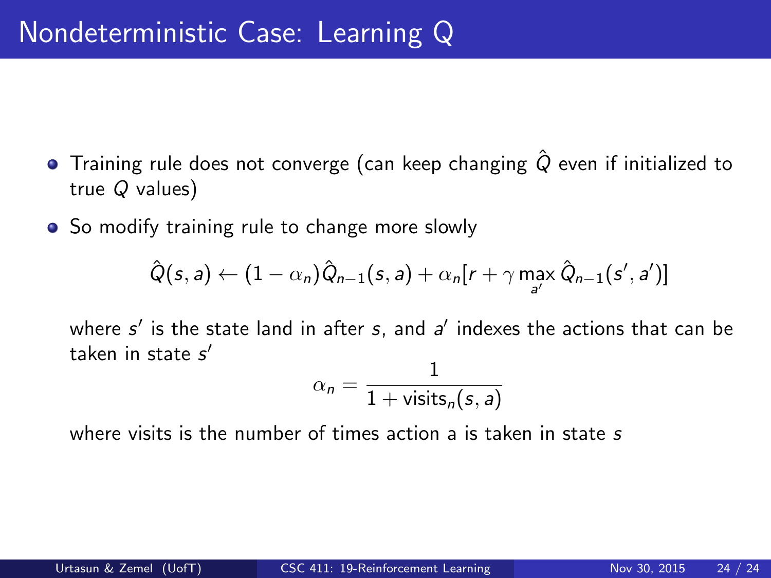# Nondeterministic Case: Learning Q

- Training rule does not converge (can keep changing $\hat{Q}$ even if initialized to true $Q$ values)
- So modify training rule to change more slowly

$$\hat{Q}(s, a) \leftarrow (1 - \alpha_n)\hat{Q}_{n-1}(s, a) + \alpha_n[r + \gamma \max_{a'} \hat{Q}_{n-1}(s', a')]$$

where $s'$ is the state land in after $s$, and $a'$ indexes the actions that can be taken in state $s'$

$$\alpha_n = \frac{1}{1 + \text{visits}_n(s, a)}$$

where visits is the number of times action a is taken in state $s$